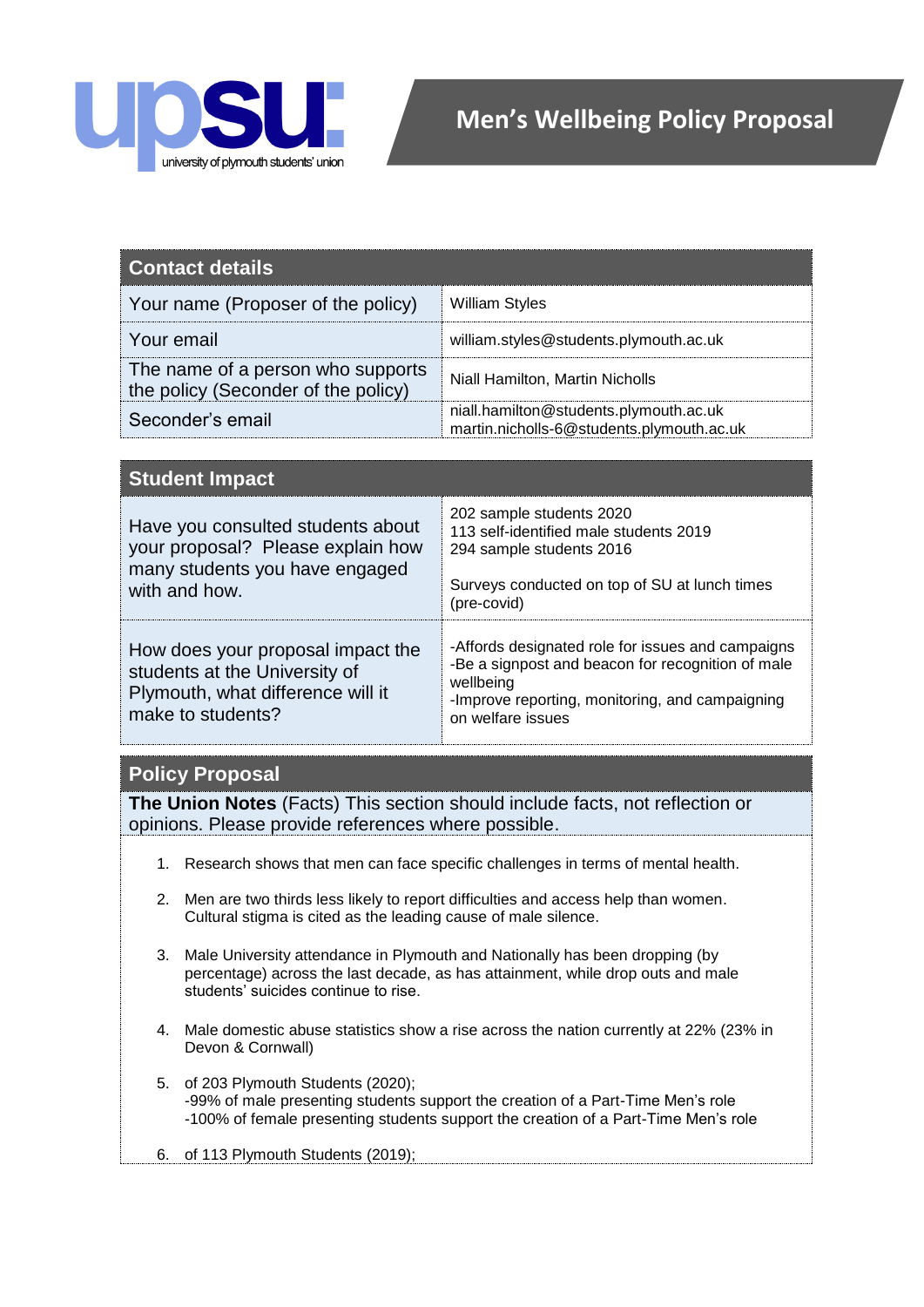upsu: university of plymouth students' union

# Men's Wellbeing Policy Proposal

| Contact details | |
|---|---|
| Your name (Proposer of the policy) | William Styles |
| Your email | william.styles@students.plymouth.ac.uk |
| The name of a person who supports the policy (Seconder of the policy) | Niall Hamilton, Martin Nicholls |
| Seconder's email | niall.hamilton@students.plymouth.ac.uk<br>martin.nicholls-6@students.plymouth.ac.uk |

| Student Impact | |
|---|---|
| Have you consulted students about your proposal? Please explain how many students you have engaged with and how. | 202 sample students 2020<br>113 self-identified male students 2019<br>294 sample students 2016<br><br>Surveys conducted on top of SU at lunch times (pre-covid) |
| How does your proposal impact the students at the University of Plymouth, what difference will it make to students? | -Affords designated role for issues and campaigns<br>-Be a signpost and beacon for recognition of male wellbeing<br>-Improve reporting, monitoring, and campaigning on welfare issues |

## Policy Proposal

**The Union Notes** (Facts) This section should include facts, not reflection or opinions. Please provide references where possible.

1. Research shows that men can face specific challenges in terms of mental health.

2. Men are two thirds less likely to report difficulties and access help than women. Cultural stigma is cited as the leading cause of male silence.

3. Male University attendance in Plymouth and Nationally has been dropping (by percentage) across the last decade, as has attainment, while drop outs and male students' suicides continue to rise.

4. Male domestic abuse statistics show a rise across the nation currently at 22% (23% in Devon & Cornwall)

5. of 203 Plymouth Students (2020);
   -99% of male presenting students support the creation of a Part-Time Men's role
   -100% of female presenting students support the creation of a Part-Time Men's role

6. of 113 Plymouth Students (2019);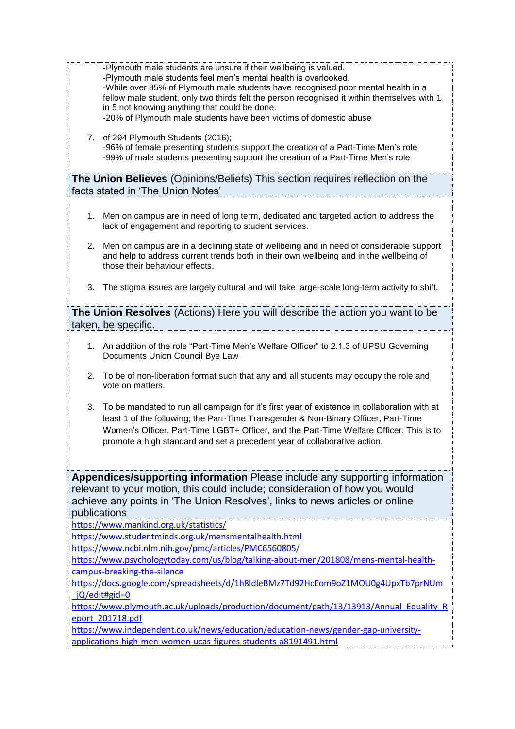-Plymouth male students are unsure if their wellbeing is valued.
-Plymouth male students feel men's mental health is overlooked.
-While over 85% of Plymouth male students have recognised poor mental health in a fellow male student, only two thirds felt the person recognised it within themselves with 1 in 5 not knowing anything that could be done.
-20% of Plymouth male students have been victims of domestic abuse

7. of 294 Plymouth Students (2016);
-96% of female presenting students support the creation of a Part-Time Men's role
-99% of male students presenting support the creation of a Part-Time Men's role

**The Union Believes** (Opinions/Beliefs) This section requires reflection on the facts stated in 'The Union Notes'

1. Men on campus are in need of long term, dedicated and targeted action to address the lack of engagement and reporting to student services.

2. Men on campus are in a declining state of wellbeing and in need of considerable support and help to address current trends both in their own wellbeing and in the wellbeing of those their behaviour effects.

3. The stigma issues are largely cultural and will take large-scale long-term activity to shift.

**The Union Resolves** (Actions) Here you will describe the action you want to be taken, be specific.

1. An addition of the role "Part-Time Men's Welfare Officer" to 2.1.3 of UPSU Governing Documents Union Council Bye Law

2. To be of non-liberation format such that any and all students may occupy the role and vote on matters.

3. To be mandated to run all campaign for it's first year of existence in collaboration with at least 1 of the following; the Part-Time Transgender & Non-Binary Officer, Part-Time Women's Officer, Part-Time LGBT+ Officer, and the Part-Time Welfare Officer. This is to promote a high standard and set a precedent year of collaborative action.

**Appendices/supporting information** Please include any supporting information relevant to your motion, this could include; consideration of how you would achieve any points in 'The Union Resolves', links to news articles or online publications

https://www.mankind.org.uk/statistics/
https://www.studentminds.org.uk/mensmentalhealth.html
https://www.ncbi.nlm.nih.gov/pmc/articles/PMC6560805/
https://www.psychologytoday.com/us/blog/talking-about-men/201808/mens-mental-health-campus-breaking-the-silence
https://docs.google.com/spreadsheets/d/1h8ldleBMz7Td92HcEom9oZ1MOU0g4UpxTb7prNUm_jQ/edit#gid=0
https://www.plymouth.ac.uk/uploads/production/document/path/13/13913/Annual_Equality_Report_201718.pdf
https://www.independent.co.uk/news/education/education-news/gender-gap-university-applications-high-men-women-ucas-figures-students-a8191491.html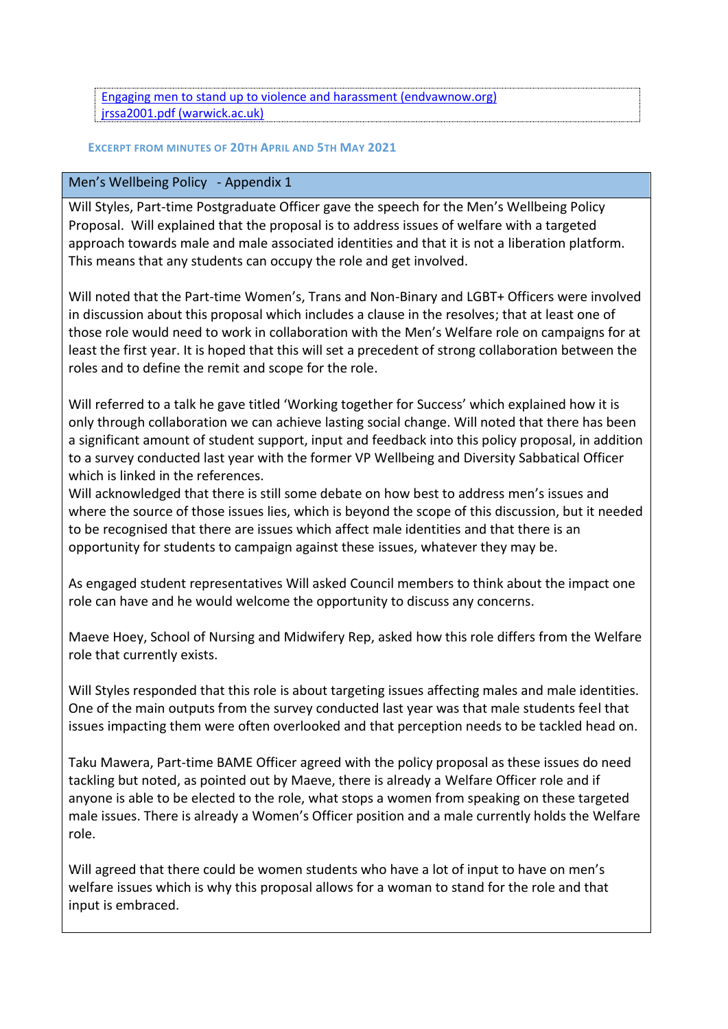[Engaging men to stand up to violence and harassment (endvawnow.org)](#)
[jrssa2001.pdf (warwick.ac.uk)](#)

### EXCERPT FROM MINUTES OF 20TH APRIL AND 5TH MAY 2021

| Men's Wellbeing Policy - Appendix 1 |
| --- |
| Will Styles, Part-time Postgraduate Officer gave the speech for the Men's Wellbeing Policy Proposal. Will explained that the proposal is to address issues of welfare with a targeted approach towards male and male associated identities and that it is not a liberation platform. This means that any students can occupy the role and get involved.<br><br>Will noted that the Part-time Women's, Trans and Non-Binary and LGBT+ Officers were involved in discussion about this proposal which includes a clause in the resolves; that at least one of those role would need to work in collaboration with the Men's Welfare role on campaigns for at least the first year. It is hoped that this will set a precedent of strong collaboration between the roles and to define the remit and scope for the role.<br><br>Will referred to a talk he gave titled 'Working together for Success' which explained how it is only through collaboration we can achieve lasting social change. Will noted that there has been a significant amount of student support, input and feedback into this policy proposal, in addition to a survey conducted last year with the former VP Wellbeing and Diversity Sabbatical Officer which is linked in the references.<br>Will acknowledged that there is still some debate on how best to address men's issues and where the source of those issues lies, which is beyond the scope of this discussion, but it needed to be recognised that there are issues which affect male identities and that there is an opportunity for students to campaign against these issues, whatever they may be.<br><br>As engaged student representatives Will asked Council members to think about the impact one role can have and he would welcome the opportunity to discuss any concerns.<br><br>Maeve Hoey, School of Nursing and Midwifery Rep, asked how this role differs from the Welfare role that currently exists.<br><br>Will Styles responded that this role is about targeting issues affecting males and male identities. One of the main outputs from the survey conducted last year was that male students feel that issues impacting them were often overlooked and that perception needs to be tackled head on.<br><br>Taku Mawera, Part-time BAME Officer agreed with the policy proposal as these issues do need tackling but noted, as pointed out by Maeve, there is already a Welfare Officer role and if anyone is able to be elected to the role, what stops a women from speaking on these targeted male issues. There is already a Women's Officer position and a male currently holds the Welfare role.<br><br>Will agreed that there could be women students who have a lot of input to have on men's welfare issues which is why this proposal allows for a woman to stand for the role and that input is embraced. |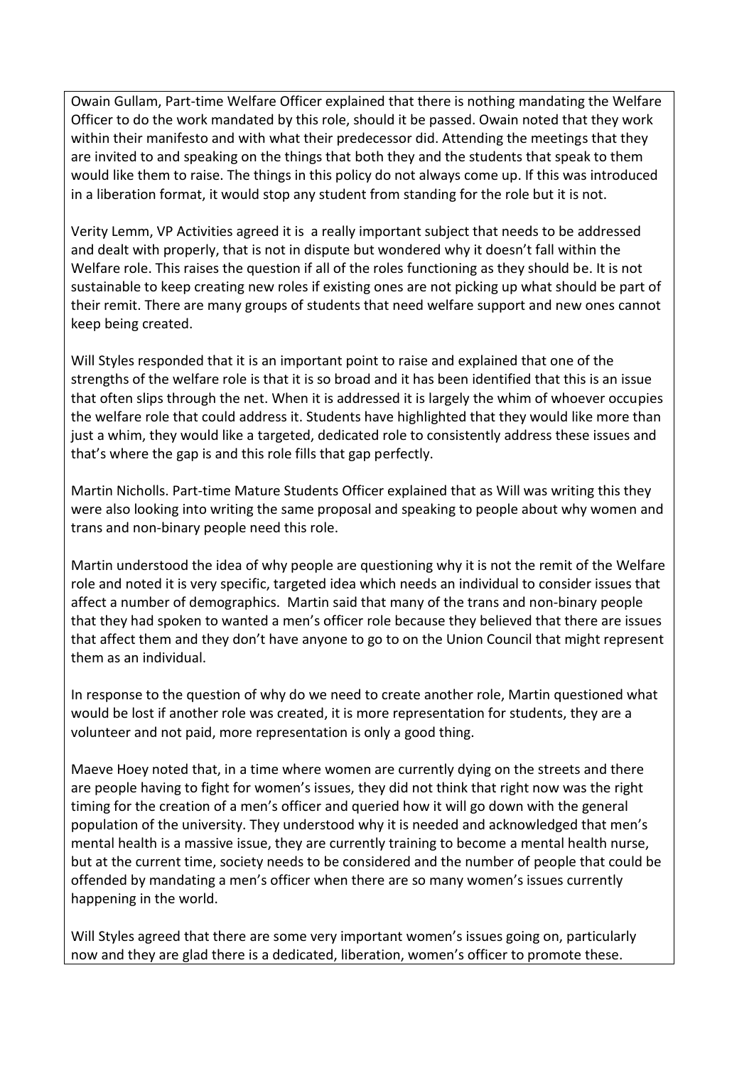Owain Gullam, Part-time Welfare Officer explained that there is nothing mandating the Welfare Officer to do the work mandated by this role, should it be passed. Owain noted that they work within their manifesto and with what their predecessor did. Attending the meetings that they are invited to and speaking on the things that both they and the students that speak to them would like them to raise. The things in this policy do not always come up. If this was introduced in a liberation format, it would stop any student from standing for the role but it is not.

Verity Lemm, VP Activities agreed it is a really important subject that needs to be addressed and dealt with properly, that is not in dispute but wondered why it doesn't fall within the Welfare role. This raises the question if all of the roles functioning as they should be. It is not sustainable to keep creating new roles if existing ones are not picking up what should be part of their remit. There are many groups of students that need welfare support and new ones cannot keep being created.

Will Styles responded that it is an important point to raise and explained that one of the strengths of the welfare role is that it is so broad and it has been identified that this is an issue that often slips through the net. When it is addressed it is largely the whim of whoever occupies the welfare role that could address it. Students have highlighted that they would like more than just a whim, they would like a targeted, dedicated role to consistently address these issues and that's where the gap is and this role fills that gap perfectly.

Martin Nicholls. Part-time Mature Students Officer explained that as Will was writing this they were also looking into writing the same proposal and speaking to people about why women and trans and non-binary people need this role.

Martin understood the idea of why people are questioning why it is not the remit of the Welfare role and noted it is very specific, targeted idea which needs an individual to consider issues that affect a number of demographics. Martin said that many of the trans and non-binary people that they had spoken to wanted a men's officer role because they believed that there are issues that affect them and they don't have anyone to go to on the Union Council that might represent them as an individual.

In response to the question of why do we need to create another role, Martin questioned what would be lost if another role was created, it is more representation for students, they are a volunteer and not paid, more representation is only a good thing.

Maeve Hoey noted that, in a time where women are currently dying on the streets and there are people having to fight for women's issues, they did not think that right now was the right timing for the creation of a men's officer and queried how it will go down with the general population of the university. They understood why it is needed and acknowledged that men's mental health is a massive issue, they are currently training to become a mental health nurse, but at the current time, society needs to be considered and the number of people that could be offended by mandating a men's officer when there are so many women's issues currently happening in the world.

Will Styles agreed that there are some very important women's issues going on, particularly now and they are glad there is a dedicated, liberation, women's officer to promote these.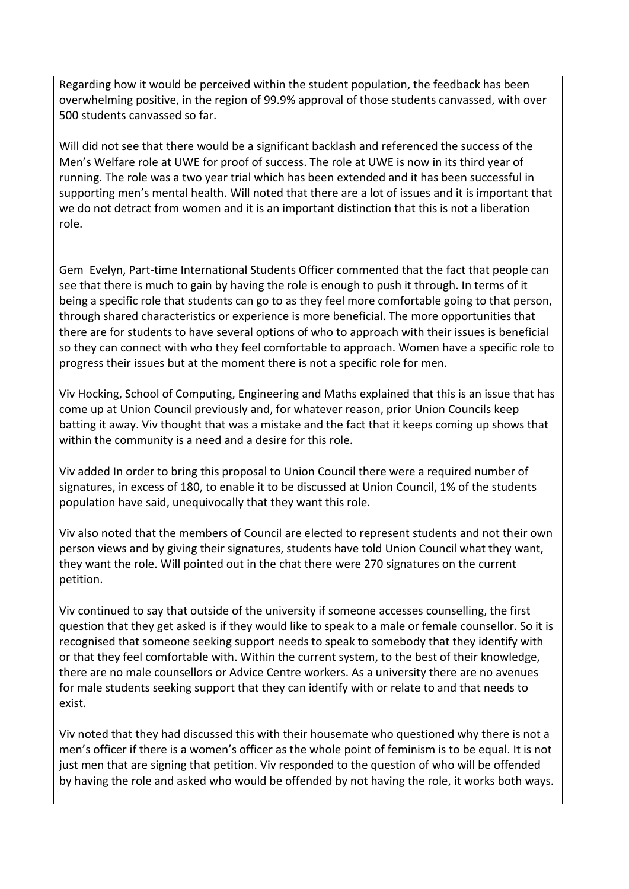Regarding how it would be perceived within the student population, the feedback has been overwhelming positive, in the region of 99.9% approval of those students canvassed, with over 500 students canvassed so far.

Will did not see that there would be a significant backlash and referenced the success of the Men's Welfare role at UWE for proof of success. The role at UWE is now in its third year of running. The role was a two year trial which has been extended and it has been successful in supporting men's mental health. Will noted that there are a lot of issues and it is important that we do not detract from women and it is an important distinction that this is not a liberation role.

Gem Evelyn, Part-time International Students Officer commented that the fact that people can see that there is much to gain by having the role is enough to push it through. In terms of it being a specific role that students can go to as they feel more comfortable going to that person, through shared characteristics or experience is more beneficial. The more opportunities that there are for students to have several options of who to approach with their issues is beneficial so they can connect with who they feel comfortable to approach. Women have a specific role to progress their issues but at the moment there is not a specific role for men.

Viv Hocking, School of Computing, Engineering and Maths explained that this is an issue that has come up at Union Council previously and, for whatever reason, prior Union Councils keep batting it away. Viv thought that was a mistake and the fact that it keeps coming up shows that within the community is a need and a desire for this role.

Viv added In order to bring this proposal to Union Council there were a required number of signatures, in excess of 180, to enable it to be discussed at Union Council, 1% of the students population have said, unequivocally that they want this role.

Viv also noted that the members of Council are elected to represent students and not their own person views and by giving their signatures, students have told Union Council what they want, they want the role. Will pointed out in the chat there were 270 signatures on the current petition.

Viv continued to say that outside of the university if someone accesses counselling, the first question that they get asked is if they would like to speak to a male or female counsellor. So it is recognised that someone seeking support needs to speak to somebody that they identify with or that they feel comfortable with. Within the current system, to the best of their knowledge, there are no male counsellors or Advice Centre workers. As a university there are no avenues for male students seeking support that they can identify with or relate to and that needs to exist.

Viv noted that they had discussed this with their housemate who questioned why there is not a men's officer if there is a women's officer as the whole point of feminism is to be equal. It is not just men that are signing that petition. Viv responded to the question of who will be offended by having the role and asked who would be offended by not having the role, it works both ways.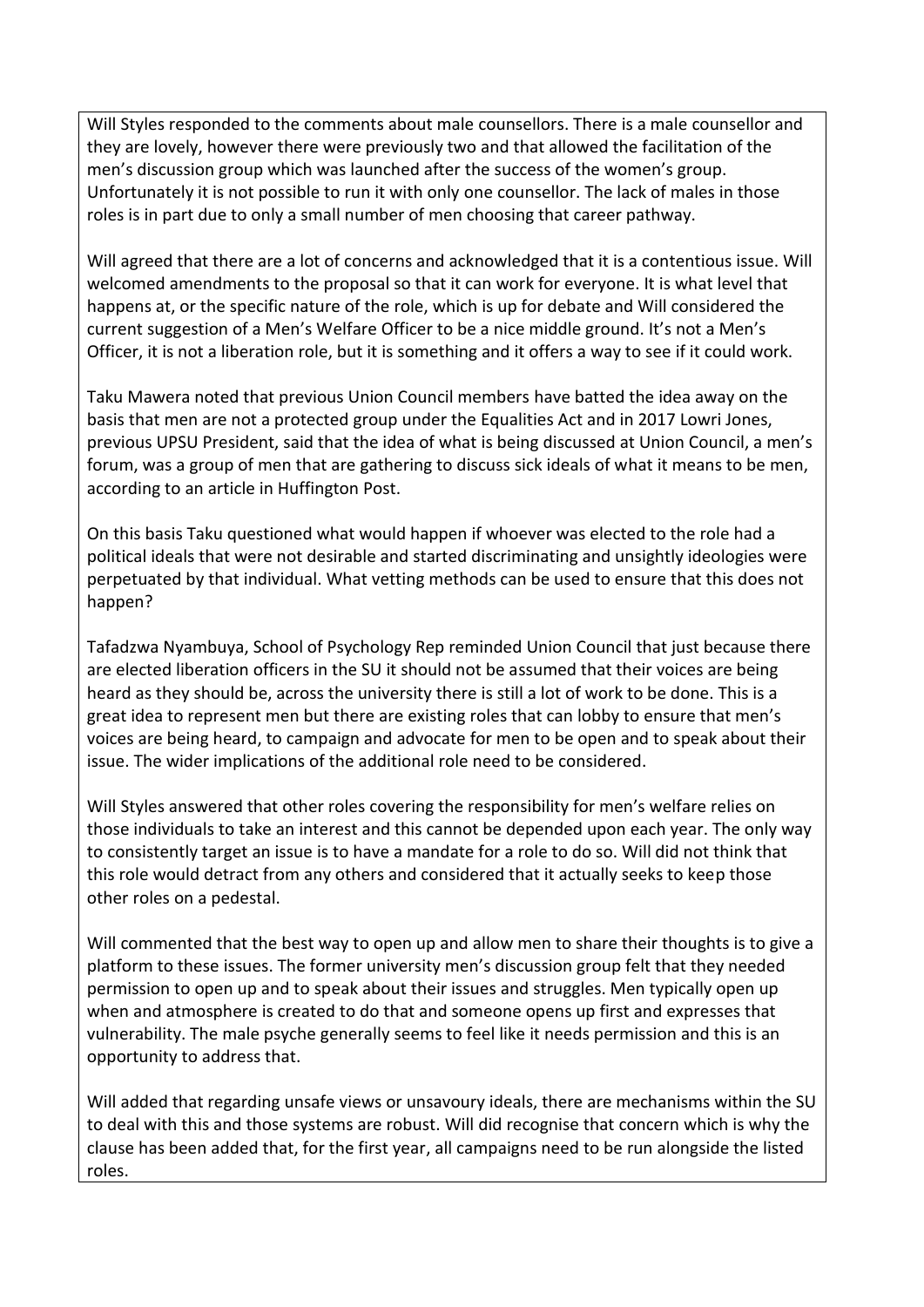Will Styles responded to the comments about male counsellors. There is a male counsellor and they are lovely, however there were previously two and that allowed the facilitation of the men's discussion group which was launched after the success of the women's group. Unfortunately it is not possible to run it with only one counsellor. The lack of males in those roles is in part due to only a small number of men choosing that career pathway.

Will agreed that there are a lot of concerns and acknowledged that it is a contentious issue. Will welcomed amendments to the proposal so that it can work for everyone. It is what level that happens at, or the specific nature of the role, which is up for debate and Will considered the current suggestion of a Men's Welfare Officer to be a nice middle ground. It's not a Men's Officer, it is not a liberation role, but it is something and it offers a way to see if it could work.

Taku Mawera noted that previous Union Council members have batted the idea away on the basis that men are not a protected group under the Equalities Act and in 2017 Lowri Jones, previous UPSU President, said that the idea of what is being discussed at Union Council, a men's forum, was a group of men that are gathering to discuss sick ideals of what it means to be men, according to an article in Huffington Post.

On this basis Taku questioned what would happen if whoever was elected to the role had a political ideals that were not desirable and started discriminating and unsightly ideologies were perpetuated by that individual. What vetting methods can be used to ensure that this does not happen?

Tafadzwa Nyambuya, School of Psychology Rep reminded Union Council that just because there are elected liberation officers in the SU it should not be assumed that their voices are being heard as they should be, across the university there is still a lot of work to be done. This is a great idea to represent men but there are existing roles that can lobby to ensure that men's voices are being heard, to campaign and advocate for men to be open and to speak about their issue. The wider implications of the additional role need to be considered.

Will Styles answered that other roles covering the responsibility for men's welfare relies on those individuals to take an interest and this cannot be depended upon each year. The only way to consistently target an issue is to have a mandate for a role to do so. Will did not think that this role would detract from any others and considered that it actually seeks to keep those other roles on a pedestal.

Will commented that the best way to open up and allow men to share their thoughts is to give a platform to these issues. The former university men's discussion group felt that they needed permission to open up and to speak about their issues and struggles. Men typically open up when and atmosphere is created to do that and someone opens up first and expresses that vulnerability. The male psyche generally seems to feel like it needs permission and this is an opportunity to address that.

Will added that regarding unsafe views or unsavoury ideals, there are mechanisms within the SU to deal with this and those systems are robust. Will did recognise that concern which is why the clause has been added that, for the first year, all campaigns need to be run alongside the listed roles.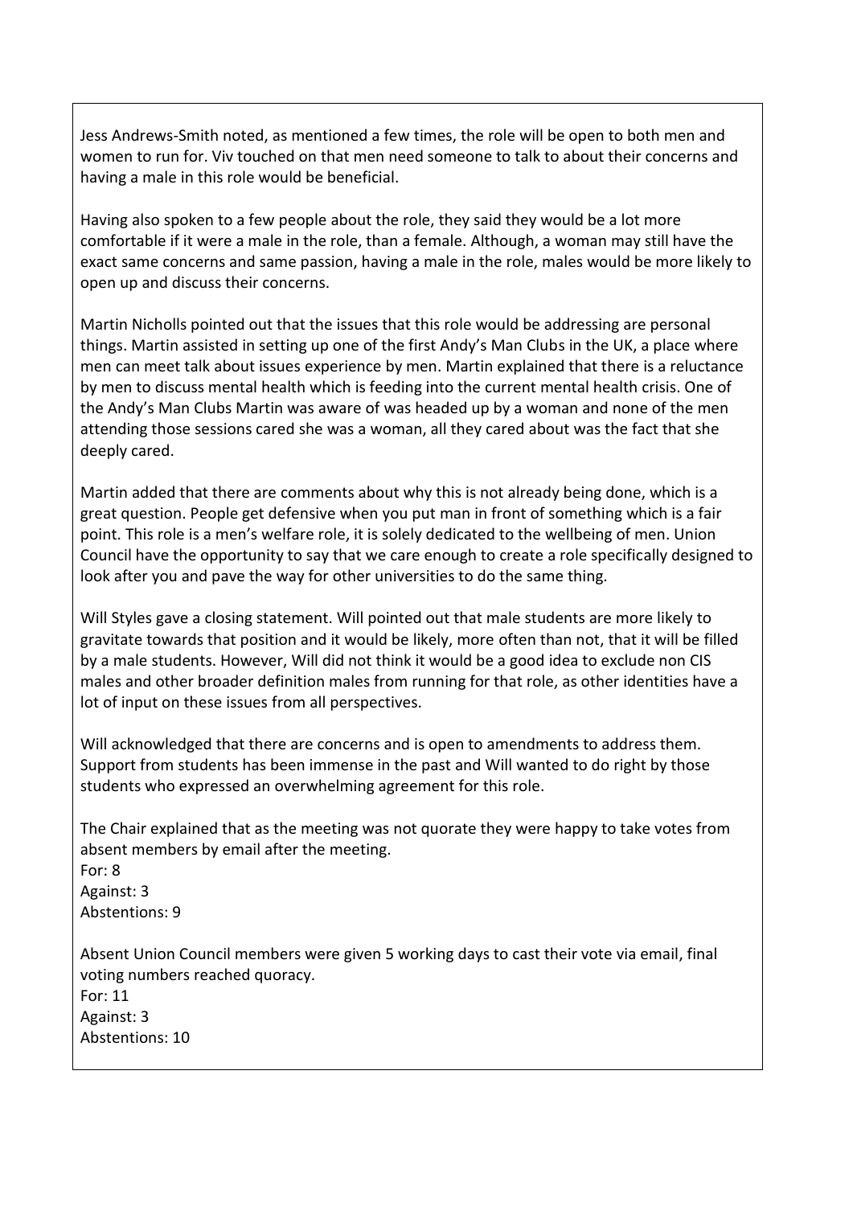Jess Andrews-Smith noted, as mentioned a few times, the role will be open to both men and women to run for. Viv touched on that men need someone to talk to about their concerns and having a male in this role would be beneficial.

Having also spoken to a few people about the role, they said they would be a lot more comfortable if it were a male in the role, than a female. Although, a woman may still have the exact same concerns and same passion, having a male in the role, males would be more likely to open up and discuss their concerns.

Martin Nicholls pointed out that the issues that this role would be addressing are personal things. Martin assisted in setting up one of the first Andy's Man Clubs in the UK, a place where men can meet talk about issues experience by men. Martin explained that there is a reluctance by men to discuss mental health which is feeding into the current mental health crisis. One of the Andy's Man Clubs Martin was aware of was headed up by a woman and none of the men attending those sessions cared she was a woman, all they cared about was the fact that she deeply cared.

Martin added that there are comments about why this is not already being done, which is a great question. People get defensive when you put man in front of something which is a fair point. This role is a men's welfare role, it is solely dedicated to the wellbeing of men. Union Council have the opportunity to say that we care enough to create a role specifically designed to look after you and pave the way for other universities to do the same thing.

Will Styles gave a closing statement. Will pointed out that male students are more likely to gravitate towards that position and it would be likely, more often than not, that it will be filled by a male students. However, Will did not think it would be a good idea to exclude non CIS males and other broader definition males from running for that role, as other identities have a lot of input on these issues from all perspectives.

Will acknowledged that there are concerns and is open to amendments to address them. Support from students has been immense in the past and Will wanted to do right by those students who expressed an overwhelming agreement for this role.

The Chair explained that as the meeting was not quorate they were happy to take votes from absent members by email after the meeting.
For: 8
Against: 3
Abstentions: 9

Absent Union Council members were given 5 working days to cast their vote via email, final voting numbers reached quoracy.
For: 11
Against: 3
Abstentions: 10